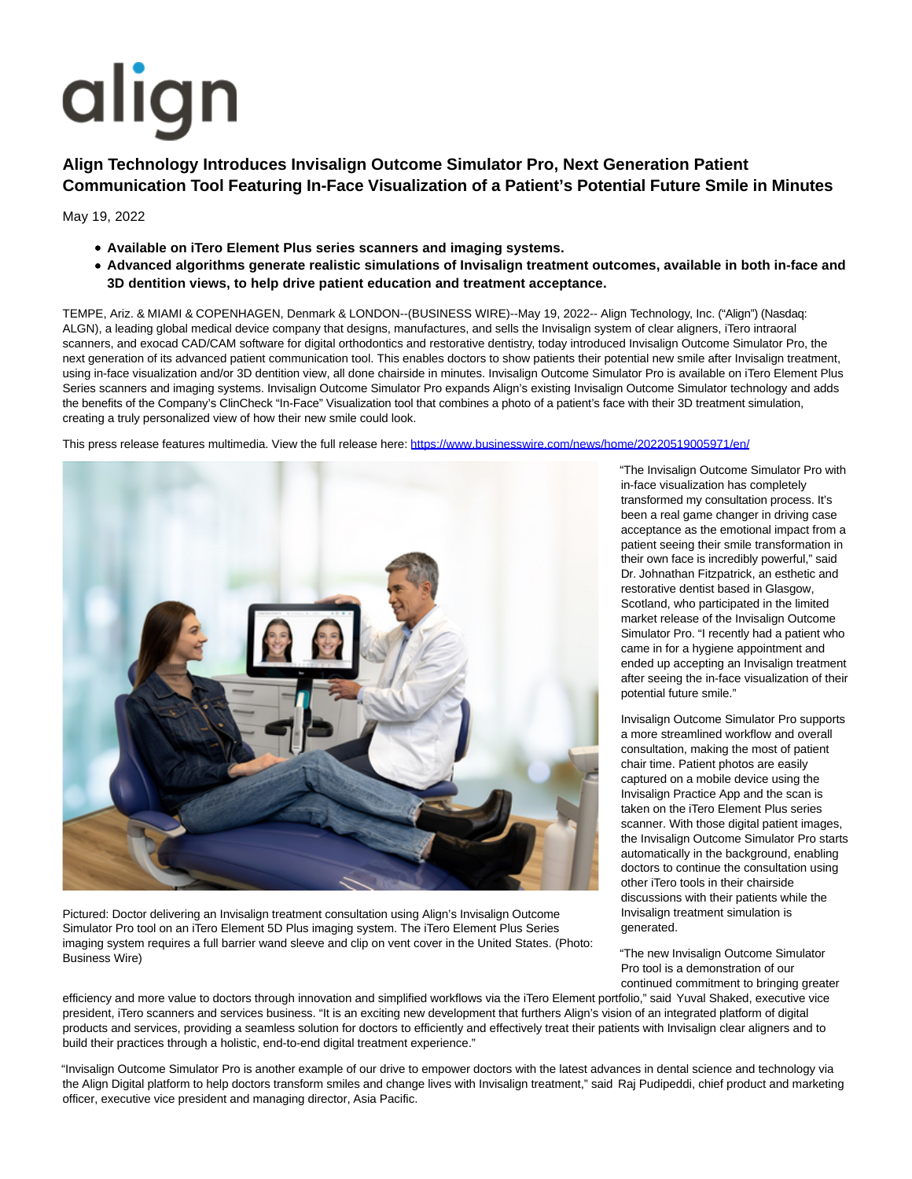align

# Align Technology Introduces Invisalign Outcome Simulator Pro, Next Generation Patient Communication Tool Featuring In-Face Visualization of a Patient's Potential Future Smile in Minutes

May 19, 2022

- **Available on iTero Element Plus series scanners and imaging systems.**
- **Advanced algorithms generate realistic simulations of Invisalign treatment outcomes, available in both in-face and 3D dentition views, to help drive patient education and treatment acceptance.**

TEMPE, Ariz. & MIAMI & COPENHAGEN, Denmark & LONDON--(BUSINESS WIRE)--May 19, 2022-- Align Technology, Inc. ("Align") (Nasdaq: ALGN), a leading global medical device company that designs, manufactures, and sells the Invisalign system of clear aligners, iTero intraoral scanners, and exocad CAD/CAM software for digital orthodontics and restorative dentistry, today introduced Invisalign Outcome Simulator Pro, the next generation of its advanced patient communication tool. This enables doctors to show patients their potential new smile after Invisalign treatment, using in-face visualization and/or 3D dentition view, all done chairside in minutes. Invisalign Outcome Simulator Pro is available on iTero Element Plus Series scanners and imaging systems. Invisalign Outcome Simulator Pro expands Align's existing Invisalign Outcome Simulator technology and adds the benefits of the Company's ClinCheck "In-Face" Visualization tool that combines a photo of a patient's face with their 3D treatment simulation, creating a truly personalized view of how their new smile could look.

This press release features multimedia. View the full release here: https://www.businesswire.com/news/home/20220519005971/en/

Pictured: Doctor delivering an Invisalign treatment consultation using Align's Invisalign Outcome Simulator Pro tool on an iTero Element 5D Plus imaging system. The iTero Element Plus Series imaging system requires a full barrier wand sleeve and clip on vent cover in the United States. (Photo: Business Wire)

"The Invisalign Outcome Simulator Pro with in-face visualization has completely transformed my consultation process. It's been a real game changer in driving case acceptance as the emotional impact from a patient seeing their smile transformation in their own face is incredibly powerful," said Dr. Johnathan Fitzpatrick, an esthetic and restorative dentist based in Glasgow, Scotland, who participated in the limited market release of the Invisalign Outcome Simulator Pro. "I recently had a patient who came in for a hygiene appointment and ended up accepting an Invisalign treatment after seeing the in-face visualization of their potential future smile."

Invisalign Outcome Simulator Pro supports a more streamlined workflow and overall consultation, making the most of patient chair time. Patient photos are easily captured on a mobile device using the Invisalign Practice App and the scan is taken on the iTero Element Plus series scanner. With those digital patient images, the Invisalign Outcome Simulator Pro starts automatically in the background, enabling doctors to continue the consultation using other iTero tools in their chairside discussions with their patients while the Invisalign treatment simulation is generated.

"The new Invisalign Outcome Simulator Pro tool is a demonstration of our continued commitment to bringing greater efficiency and more value to doctors through innovation and simplified workflows via the iTero Element portfolio," said Yuval Shaked, executive vice president, iTero scanners and services business. "It is an exciting new development that furthers Align's vision of an integrated platform of digital products and services, providing a seamless solution for doctors to efficiently and effectively treat their patients with Invisalign clear aligners and to build their practices through a holistic, end-to-end digital treatment experience."

"Invisalign Outcome Simulator Pro is another example of our drive to empower doctors with the latest advances in dental science and technology via the Align Digital platform to help doctors transform smiles and change lives with Invisalign treatment," said Raj Pudipeddi, chief product and marketing officer, executive vice president and managing director, Asia Pacific.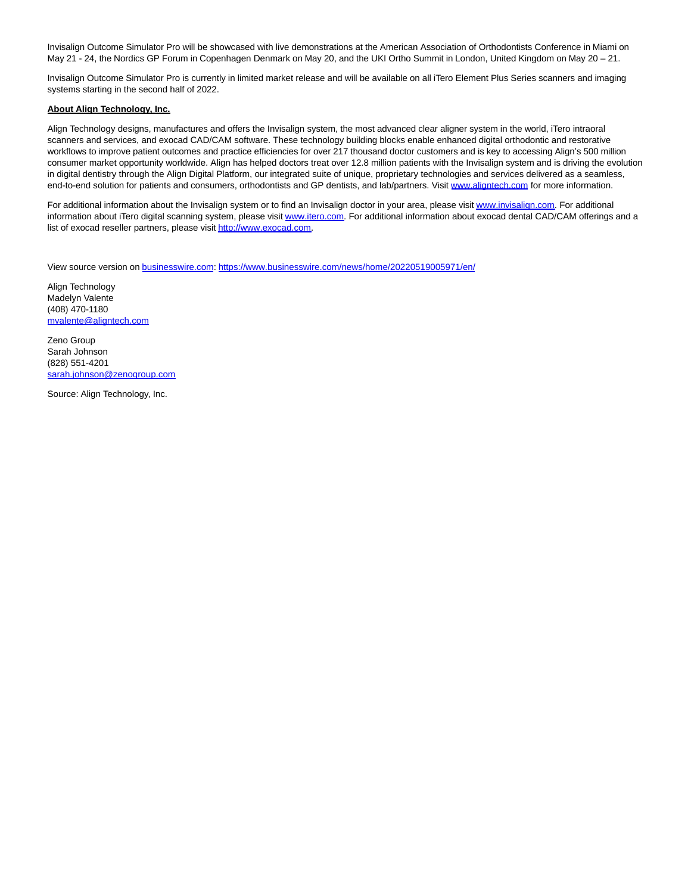Invisalign Outcome Simulator Pro will be showcased with live demonstrations at the American Association of Orthodontists Conference in Miami on May 21 - 24, the Nordics GP Forum in Copenhagen Denmark on May 20, and the UKI Ortho Summit in London, United Kingdom on May 20 – 21.

Invisalign Outcome Simulator Pro is currently in limited market release and will be available on all iTero Element Plus Series scanners and imaging systems starting in the second half of 2022.

**About Align Technology, Inc.**

Align Technology designs, manufactures and offers the Invisalign system, the most advanced clear aligner system in the world, iTero intraoral scanners and services, and exocad CAD/CAM software. These technology building blocks enable enhanced digital orthodontic and restorative workflows to improve patient outcomes and practice efficiencies for over 217 thousand doctor customers and is key to accessing Align's 500 million consumer market opportunity worldwide. Align has helped doctors treat over 12.8 million patients with the Invisalign system and is driving the evolution in digital dentistry through the Align Digital Platform, our integrated suite of unique, proprietary technologies and services delivered as a seamless, end-to-end solution for patients and consumers, orthodontists and GP dentists, and lab/partners. Visit www.aligntech.com for more information.

For additional information about the Invisalign system or to find an Invisalign doctor in your area, please visit www.invisalign.com. For additional information about iTero digital scanning system, please visit www.itero.com. For additional information about exocad dental CAD/CAM offerings and a list of exocad reseller partners, please visit http://www.exocad.com.

View source version on businesswire.com: https://www.businesswire.com/news/home/20220519005971/en/

Align Technology
Madelyn Valente
(408) 470-1180
mvalente@aligntech.com

Zeno Group
Sarah Johnson
(828) 551-4201
sarah.johnson@zenogroup.com

Source: Align Technology, Inc.